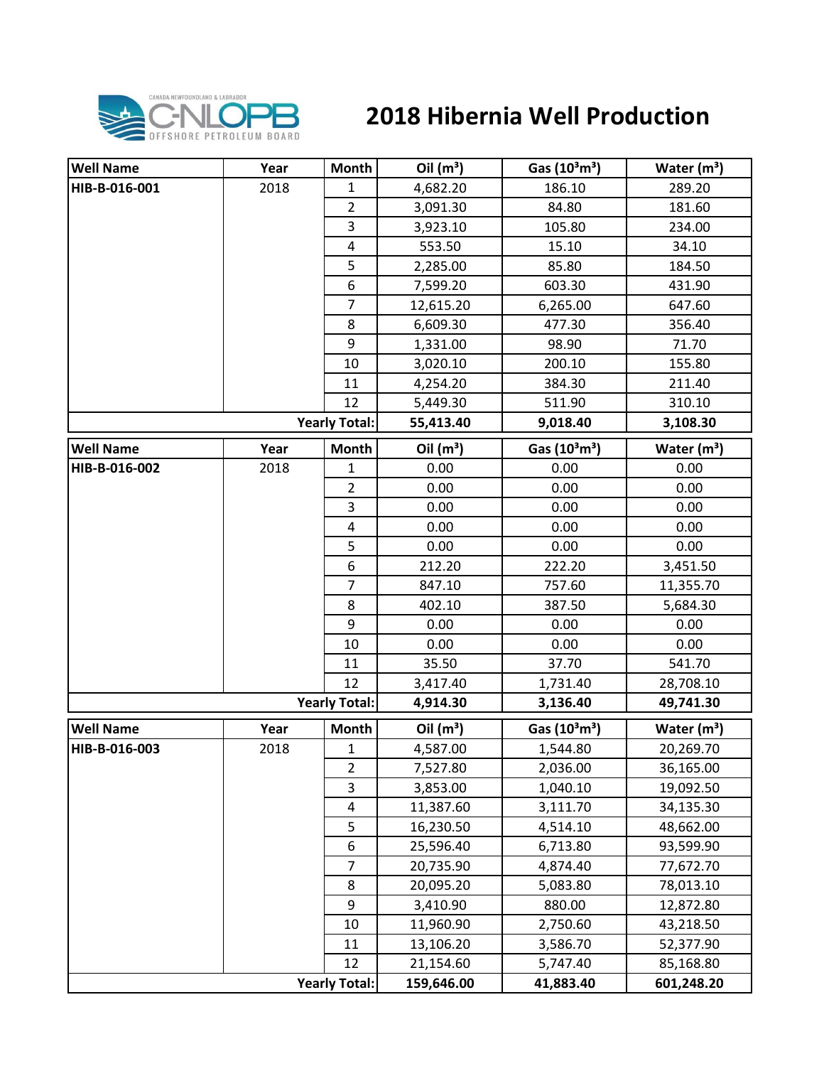# 2018 Hibernia Well Production

| Well Name | Year | Month | Oil ($m^3$) | Gas ($10^3m^3$) | Water ($m^3$) |
|---|---|---|---|---|---|
| **HIB-B-016-001** | 2018 | 1 | 4,682.20 | 186.10 | 289.20 |
| | | 2 | 3,091.30 | 84.80 | 181.60 |
| | | 3 | 3,923.10 | 105.80 | 234.00 |
| | | 4 | 553.50 | 15.10 | 34.10 |
| | | 5 | 2,285.00 | 85.80 | 184.50 |
| | | 6 | 7,599.20 | 603.30 | 431.90 |
| | | 7 | 12,615.20 | 6,265.00 | 647.60 |
| | | 8 | 6,609.30 | 477.30 | 356.40 |
| | | 9 | 1,331.00 | 98.90 | 71.70 |
| | | 10 | 3,020.10 | 200.10 | 155.80 |
| | | 11 | 4,254.20 | 384.30 | 211.40 |
| | | 12 | 5,449.30 | 511.90 | 310.10 |
| | | **Yearly Total:** | **55,413.40** | **9,018.40** | **3,108.30** |

| Well Name | Year | Month | Oil ($m^3$) | Gas ($10^3m^3$) | Water ($m^3$) |
|---|---|---|---|---|---|
| **HIB-B-016-002** | 2018 | 1 | 0.00 | 0.00 | 0.00 |
| | | 2 | 0.00 | 0.00 | 0.00 |
| | | 3 | 0.00 | 0.00 | 0.00 |
| | | 4 | 0.00 | 0.00 | 0.00 |
| | | 5 | 0.00 | 0.00 | 0.00 |
| | | 6 | 212.20 | 222.20 | 3,451.50 |
| | | 7 | 847.10 | 757.60 | 11,355.70 |
| | | 8 | 402.10 | 387.50 | 5,684.30 |
| | | 9 | 0.00 | 0.00 | 0.00 |
| | | 10 | 0.00 | 0.00 | 0.00 |
| | | 11 | 35.50 | 37.70 | 541.70 |
| | | 12 | 3,417.40 | 1,731.40 | 28,708.10 |
| | | **Yearly Total:** | **4,914.30** | **3,136.40** | **49,741.30** |

| Well Name | Year | Month | Oil ($m^3$) | Gas ($10^3m^3$) | Water ($m^3$) |
|---|---|---|---|---|---|
| **HIB-B-016-003** | 2018 | 1 | 4,587.00 | 1,544.80 | 20,269.70 |
| | | 2 | 7,527.80 | 2,036.00 | 36,165.00 |
| | | 3 | 3,853.00 | 1,040.10 | 19,092.50 |
| | | 4 | 11,387.60 | 3,111.70 | 34,135.30 |
| | | 5 | 16,230.50 | 4,514.10 | 48,662.00 |
| | | 6 | 25,596.40 | 6,713.80 | 93,599.90 |
| | | 7 | 20,735.90 | 4,874.40 | 77,672.70 |
| | | 8 | 20,095.20 | 5,083.80 | 78,013.10 |
| | | 9 | 3,410.90 | 880.00 | 12,872.80 |
| | | 10 | 11,960.90 | 2,750.60 | 43,218.50 |
| | | 11 | 13,106.20 | 3,586.70 | 52,377.90 |
| | | 12 | 21,154.60 | 5,747.40 | 85,168.80 |
| | | **Yearly Total:** | **159,646.00** | **41,883.40** | **601,248.20** |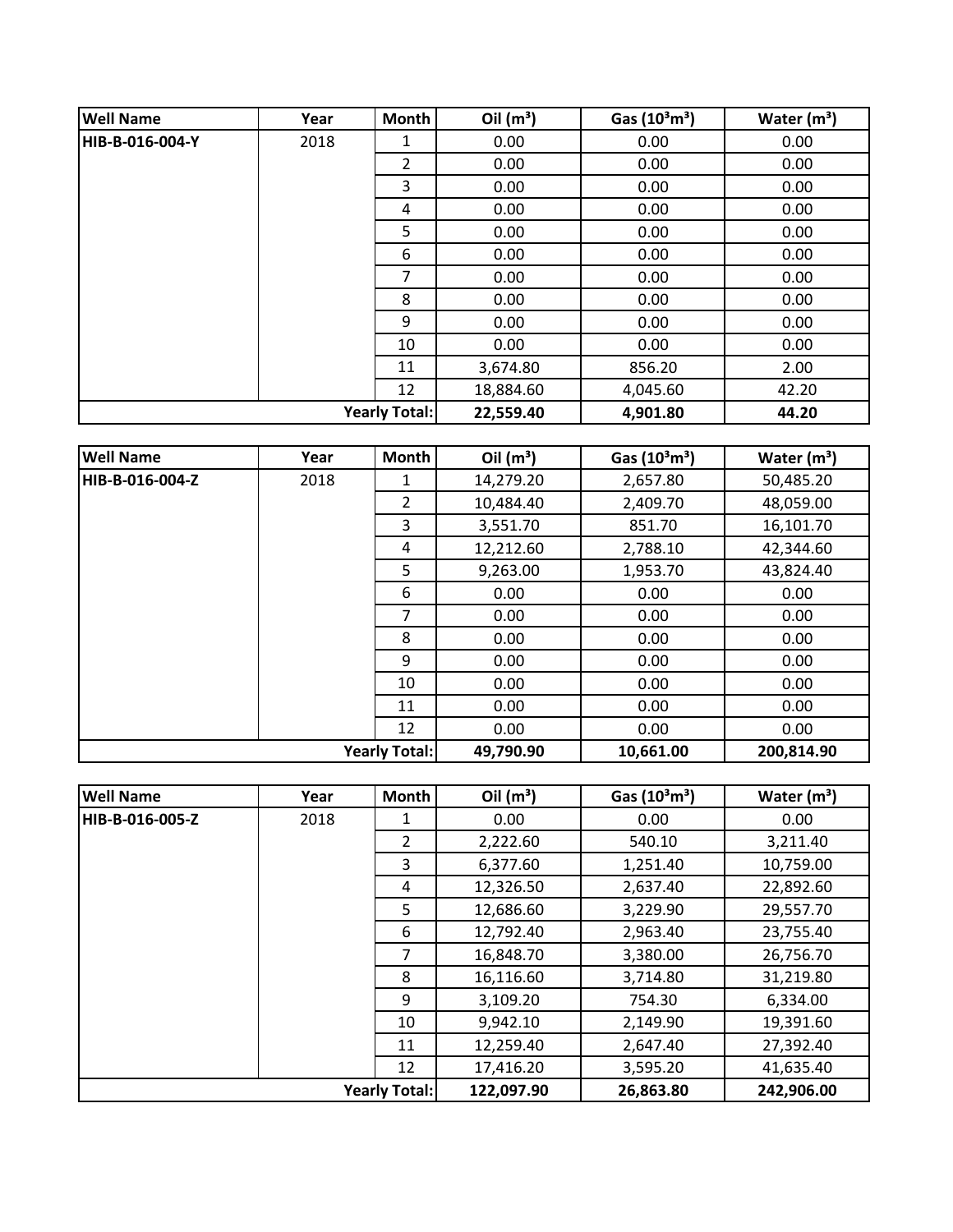| Well Name | Year | Month | Oil ($m^3$) | Gas ($10^3m^3$) | Water ($m^3$) |
|---|---|---|---|---|---|
| HIB-B-016-004-Y | 2018 | 1 | 0.00 | 0.00 | 0.00 |
| | | 2 | 0.00 | 0.00 | 0.00 |
| | | 3 | 0.00 | 0.00 | 0.00 |
| | | 4 | 0.00 | 0.00 | 0.00 |
| | | 5 | 0.00 | 0.00 | 0.00 |
| | | 6 | 0.00 | 0.00 | 0.00 |
| | | 7 | 0.00 | 0.00 | 0.00 |
| | | 8 | 0.00 | 0.00 | 0.00 |
| | | 9 | 0.00 | 0.00 | 0.00 |
| | | 10 | 0.00 | 0.00 | 0.00 |
| | | 11 | 3,674.80 | 856.20 | 2.00 |
| | | 12 | 18,884.60 | 4,045.60 | 42.20 |
| | | **Yearly Total:** | **22,559.40** | **4,901.80** | **44.20** |

| Well Name | Year | Month | Oil ($m^3$) | Gas ($10^3m^3$) | Water ($m^3$) |
|---|---|---|---|---|---|
| HIB-B-016-004-Z | 2018 | 1 | 14,279.20 | 2,657.80 | 50,485.20 |
| | | 2 | 10,484.40 | 2,409.70 | 48,059.00 |
| | | 3 | 3,551.70 | 851.70 | 16,101.70 |
| | | 4 | 12,212.60 | 2,788.10 | 42,344.60 |
| | | 5 | 9,263.00 | 1,953.70 | 43,824.40 |
| | | 6 | 0.00 | 0.00 | 0.00 |
| | | 7 | 0.00 | 0.00 | 0.00 |
| | | 8 | 0.00 | 0.00 | 0.00 |
| | | 9 | 0.00 | 0.00 | 0.00 |
| | | 10 | 0.00 | 0.00 | 0.00 |
| | | 11 | 0.00 | 0.00 | 0.00 |
| | | 12 | 0.00 | 0.00 | 0.00 |
| | | **Yearly Total:** | **49,790.90** | **10,661.00** | **200,814.90** |

| Well Name | Year | Month | Oil ($m^3$) | Gas ($10^3m^3$) | Water ($m^3$) |
|---|---|---|---|---|---|
| HIB-B-016-005-Z | 2018 | 1 | 0.00 | 0.00 | 0.00 |
| | | 2 | 2,222.60 | 540.10 | 3,211.40 |
| | | 3 | 6,377.60 | 1,251.40 | 10,759.00 |
| | | 4 | 12,326.50 | 2,637.40 | 22,892.60 |
| | | 5 | 12,686.60 | 3,229.90 | 29,557.70 |
| | | 6 | 12,792.40 | 2,963.40 | 23,755.40 |
| | | 7 | 16,848.70 | 3,380.00 | 26,756.70 |
| | | 8 | 16,116.60 | 3,714.80 | 31,219.80 |
| | | 9 | 3,109.20 | 754.30 | 6,334.00 |
| | | 10 | 9,942.10 | 2,149.90 | 19,391.60 |
| | | 11 | 12,259.40 | 2,647.40 | 27,392.40 |
| | | 12 | 17,416.20 | 3,595.20 | 41,635.40 |
| | | **Yearly Total:** | **122,097.90** | **26,863.80** | **242,906.00** |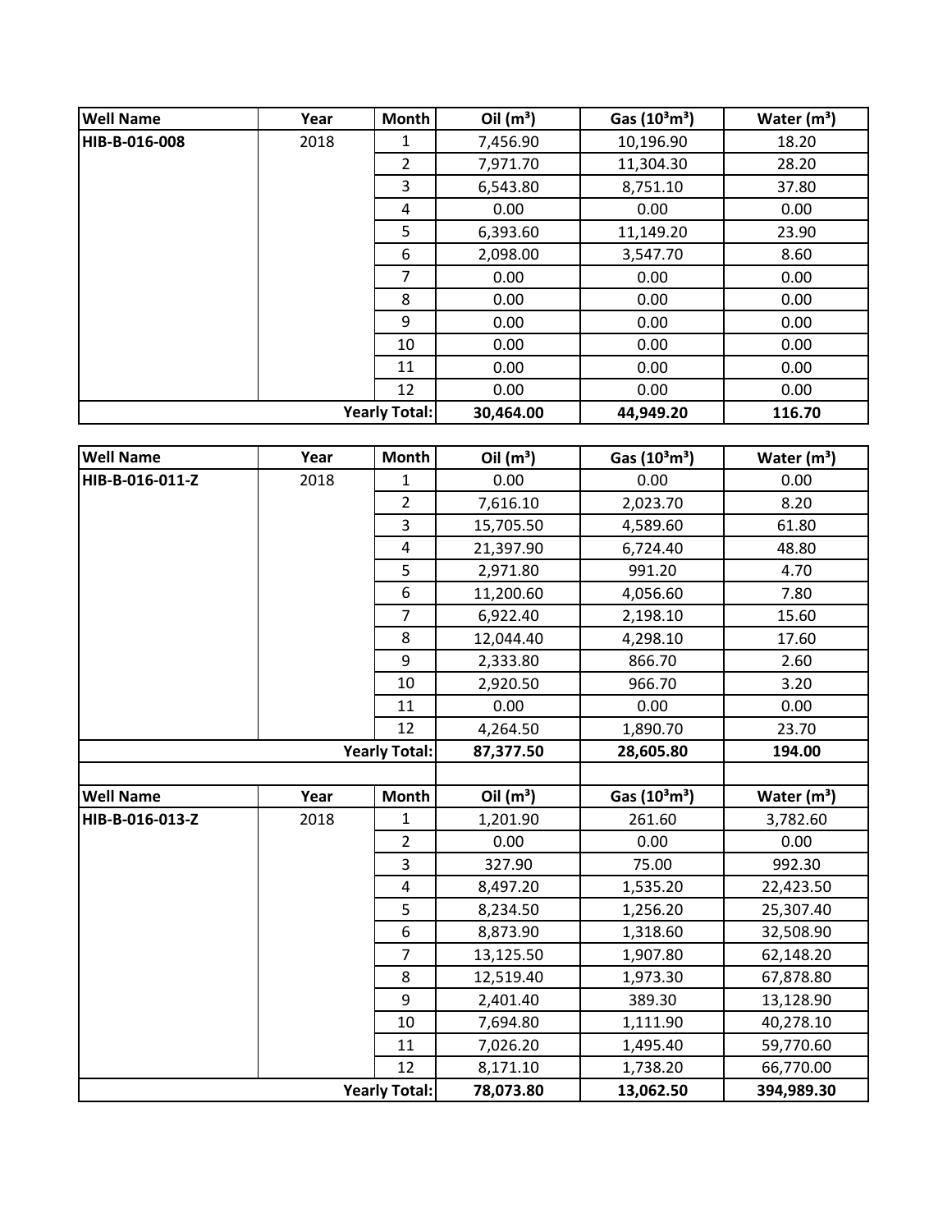| Well Name | Year | Month | Oil ($m^3$) | Gas ($10^3m^3$) | Water ($m^3$) |
|---|---|---|---|---|---|
| HIB-B-016-008 | 2018 | 1 | 7,456.90 | 10,196.90 | 18.20 |
| | | 2 | 7,971.70 | 11,304.30 | 28.20 |
| | | 3 | 6,543.80 | 8,751.10 | 37.80 |
| | | 4 | 0.00 | 0.00 | 0.00 |
| | | 5 | 6,393.60 | 11,149.20 | 23.90 |
| | | 6 | 2,098.00 | 3,547.70 | 8.60 |
| | | 7 | 0.00 | 0.00 | 0.00 |
| | | 8 | 0.00 | 0.00 | 0.00 |
| | | 9 | 0.00 | 0.00 | 0.00 |
| | | 10 | 0.00 | 0.00 | 0.00 |
| | | 11 | 0.00 | 0.00 | 0.00 |
| | | 12 | 0.00 | 0.00 | 0.00 |
| | | **Yearly Total:** | **30,464.00** | **44,949.20** | **116.70** |

| Well Name | Year | Month | Oil ($m^3$) | Gas ($10^3m^3$) | Water ($m^3$) |
|---|---|---|---|---|---|
| HIB-B-016-011-Z | 2018 | 1 | 0.00 | 0.00 | 0.00 |
| | | 2 | 7,616.10 | 2,023.70 | 8.20 |
| | | 3 | 15,705.50 | 4,589.60 | 61.80 |
| | | 4 | 21,397.90 | 6,724.40 | 48.80 |
| | | 5 | 2,971.80 | 991.20 | 4.70 |
| | | 6 | 11,200.60 | 4,056.60 | 7.80 |
| | | 7 | 6,922.40 | 2,198.10 | 15.60 |
| | | 8 | 12,044.40 | 4,298.10 | 17.60 |
| | | 9 | 2,333.80 | 866.70 | 2.60 |
| | | 10 | 2,920.50 | 966.70 | 3.20 |
| | | 11 | 0.00 | 0.00 | 0.00 |
| | | 12 | 4,264.50 | 1,890.70 | 23.70 |
| | | **Yearly Total:** | **87,377.50** | **28,605.80** | **194.00** |

| Well Name | Year | Month | Oil ($m^3$) | Gas ($10^3m^3$) | Water ($m^3$) |
|---|---|---|---|---|---|
| HIB-B-016-013-Z | 2018 | 1 | 1,201.90 | 261.60 | 3,782.60 |
| | | 2 | 0.00 | 0.00 | 0.00 |
| | | 3 | 327.90 | 75.00 | 992.30 |
| | | 4 | 8,497.20 | 1,535.20 | 22,423.50 |
| | | 5 | 8,234.50 | 1,256.20 | 25,307.40 |
| | | 6 | 8,873.90 | 1,318.60 | 32,508.90 |
| | | 7 | 13,125.50 | 1,907.80 | 62,148.20 |
| | | 8 | 12,519.40 | 1,973.30 | 67,878.80 |
| | | 9 | 2,401.40 | 389.30 | 13,128.90 |
| | | 10 | 7,694.80 | 1,111.90 | 40,278.10 |
| | | 11 | 7,026.20 | 1,495.40 | 59,770.60 |
| | | 12 | 8,171.10 | 1,738.20 | 66,770.00 |
| | | **Yearly Total:** | **78,073.80** | **13,062.50** | **394,989.30** |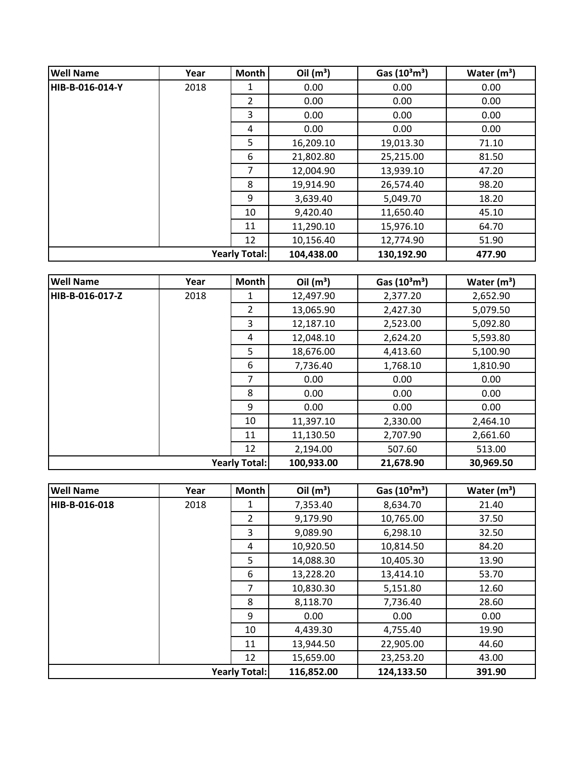| Well Name | Year | Month | Oil ($m^3$) | Gas ($10^3m^3$) | Water ($m^3$) |
|---|---|---|---|---|---|
| HIB-B-016-014-Y | 2018 | 1 | 0.00 | 0.00 | 0.00 |
| | | 2 | 0.00 | 0.00 | 0.00 |
| | | 3 | 0.00 | 0.00 | 0.00 |
| | | 4 | 0.00 | 0.00 | 0.00 |
| | | 5 | 16,209.10 | 19,013.30 | 71.10 |
| | | 6 | 21,802.80 | 25,215.00 | 81.50 |
| | | 7 | 12,004.90 | 13,939.10 | 47.20 |
| | | 8 | 19,914.90 | 26,574.40 | 98.20 |
| | | 9 | 3,639.40 | 5,049.70 | 18.20 |
| | | 10 | 9,420.40 | 11,650.40 | 45.10 |
| | | 11 | 11,290.10 | 15,976.10 | 64.70 |
| | | 12 | 10,156.40 | 12,774.90 | 51.90 |
| | | **Yearly Total:** | **104,438.00** | **130,192.90** | **477.90** |

| Well Name | Year | Month | Oil ($m^3$) | Gas ($10^3m^3$) | Water ($m^3$) |
|---|---|---|---|---|---|
| HIB-B-016-017-Z | 2018 | 1 | 12,497.90 | 2,377.20 | 2,652.90 |
| | | 2 | 13,065.90 | 2,427.30 | 5,079.50 |
| | | 3 | 12,187.10 | 2,523.00 | 5,092.80 |
| | | 4 | 12,048.10 | 2,624.20 | 5,593.80 |
| | | 5 | 18,676.00 | 4,413.60 | 5,100.90 |
| | | 6 | 7,736.40 | 1,768.10 | 1,810.90 |
| | | 7 | 0.00 | 0.00 | 0.00 |
| | | 8 | 0.00 | 0.00 | 0.00 |
| | | 9 | 0.00 | 0.00 | 0.00 |
| | | 10 | 11,397.10 | 2,330.00 | 2,464.10 |
| | | 11 | 11,130.50 | 2,707.90 | 2,661.60 |
| | | 12 | 2,194.00 | 507.60 | 513.00 |
| | | **Yearly Total:** | **100,933.00** | **21,678.90** | **30,969.50** |

| Well Name | Year | Month | Oil ($m^3$) | Gas ($10^3m^3$) | Water ($m^3$) |
|---|---|---|---|---|---|
| HIB-B-016-018 | 2018 | 1 | 7,353.40 | 8,634.70 | 21.40 |
| | | 2 | 9,179.90 | 10,765.00 | 37.50 |
| | | 3 | 9,089.90 | 6,298.10 | 32.50 |
| | | 4 | 10,920.50 | 10,814.50 | 84.20 |
| | | 5 | 14,088.30 | 10,405.30 | 13.90 |
| | | 6 | 13,228.20 | 13,414.10 | 53.70 |
| | | 7 | 10,830.30 | 5,151.80 | 12.60 |
| | | 8 | 8,118.70 | 7,736.40 | 28.60 |
| | | 9 | 0.00 | 0.00 | 0.00 |
| | | 10 | 4,439.30 | 4,755.40 | 19.90 |
| | | 11 | 13,944.50 | 22,905.00 | 44.60 |
| | | 12 | 15,659.00 | 23,253.20 | 43.00 |
| | | **Yearly Total:** | **116,852.00** | **124,133.50** | **391.90** |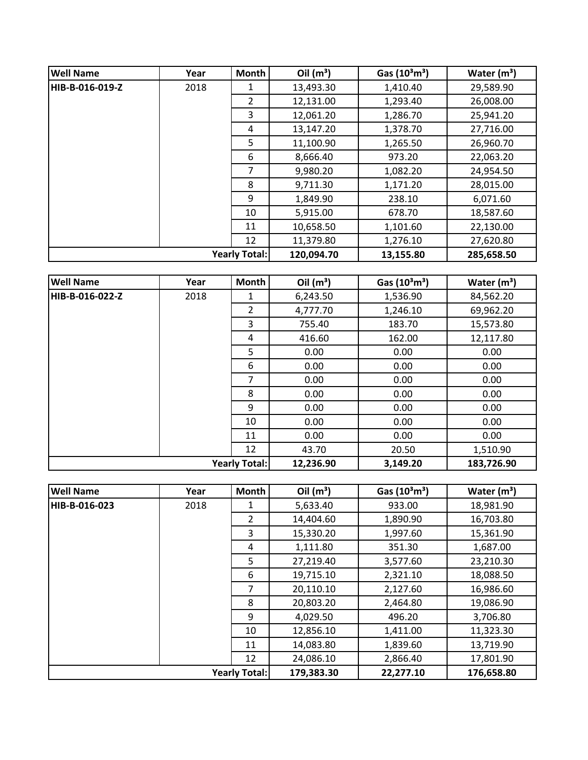| Well Name | Year | Month | Oil ($m^3$) | Gas ($10^3m^3$) | Water ($m^3$) |
|---|---|---|---|---|---|
| HIB-B-016-019-Z | 2018 | 1 | 13,493.30 | 1,410.40 | 29,589.90 |
| | | 2 | 12,131.00 | 1,293.40 | 26,008.00 |
| | | 3 | 12,061.20 | 1,286.70 | 25,941.20 |
| | | 4 | 13,147.20 | 1,378.70 | 27,716.00 |
| | | 5 | 11,100.90 | 1,265.50 | 26,960.70 |
| | | 6 | 8,666.40 | 973.20 | 22,063.20 |
| | | 7 | 9,980.20 | 1,082.20 | 24,954.50 |
| | | 8 | 9,711.30 | 1,171.20 | 28,015.00 |
| | | 9 | 1,849.90 | 238.10 | 6,071.60 |
| | | 10 | 5,915.00 | 678.70 | 18,587.60 |
| | | 11 | 10,658.50 | 1,101.60 | 22,130.00 |
| | | 12 | 11,379.80 | 1,276.10 | 27,620.80 |
| | | **Yearly Total:** | **120,094.70** | **13,155.80** | **285,658.50** |

| Well Name | Year | Month | Oil ($m^3$) | Gas ($10^3m^3$) | Water ($m^3$) |
|---|---|---|---|---|---|
| HIB-B-016-022-Z | 2018 | 1 | 6,243.50 | 1,536.90 | 84,562.20 |
| | | 2 | 4,777.70 | 1,246.10 | 69,962.20 |
| | | 3 | 755.40 | 183.70 | 15,573.80 |
| | | 4 | 416.60 | 162.00 | 12,117.80 |
| | | 5 | 0.00 | 0.00 | 0.00 |
| | | 6 | 0.00 | 0.00 | 0.00 |
| | | 7 | 0.00 | 0.00 | 0.00 |
| | | 8 | 0.00 | 0.00 | 0.00 |
| | | 9 | 0.00 | 0.00 | 0.00 |
| | | 10 | 0.00 | 0.00 | 0.00 |
| | | 11 | 0.00 | 0.00 | 0.00 |
| | | 12 | 43.70 | 20.50 | 1,510.90 |
| | | **Yearly Total:** | **12,236.90** | **3,149.20** | **183,726.90** |

| Well Name | Year | Month | Oil ($m^3$) | Gas ($10^3m^3$) | Water ($m^3$) |
|---|---|---|---|---|---|
| HIB-B-016-023 | 2018 | 1 | 5,633.40 | 933.00 | 18,981.90 |
| | | 2 | 14,404.60 | 1,890.90 | 16,703.80 |
| | | 3 | 15,330.20 | 1,997.60 | 15,361.90 |
| | | 4 | 1,111.80 | 351.30 | 1,687.00 |
| | | 5 | 27,219.40 | 3,577.60 | 23,210.30 |
| | | 6 | 19,715.10 | 2,321.10 | 18,088.50 |
| | | 7 | 20,110.10 | 2,127.60 | 16,986.60 |
| | | 8 | 20,803.20 | 2,464.80 | 19,086.90 |
| | | 9 | 4,029.50 | 496.20 | 3,706.80 |
| | | 10 | 12,856.10 | 1,411.00 | 11,323.30 |
| | | 11 | 14,083.80 | 1,839.60 | 13,719.90 |
| | | 12 | 24,086.10 | 2,866.40 | 17,801.90 |
| | | **Yearly Total:** | **179,383.30** | **22,277.10** | **176,658.80** |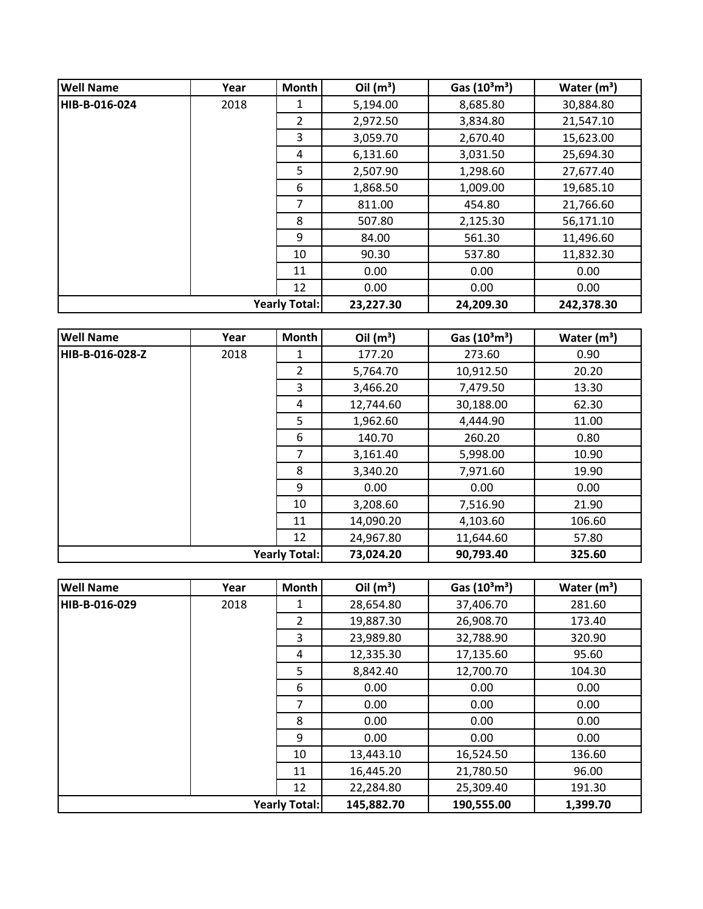| Well Name | Year | Month | Oil ($m^3$) | Gas ($10^3m^3$) | Water ($m^3$) |
| --- | --- | --- | --- | --- | --- |
| HIB-B-016-024 | 2018 | 1 | 5,194.00 | 8,685.80 | 30,884.80 |
| | | 2 | 2,972.50 | 3,834.80 | 21,547.10 |
| | | 3 | 3,059.70 | 2,670.40 | 15,623.00 |
| | | 4 | 6,131.60 | 3,031.50 | 25,694.30 |
| | | 5 | 2,507.90 | 1,298.60 | 27,677.40 |
| | | 6 | 1,868.50 | 1,009.00 | 19,685.10 |
| | | 7 | 811.00 | 454.80 | 21,766.60 |
| | | 8 | 507.80 | 2,125.30 | 56,171.10 |
| | | 9 | 84.00 | 561.30 | 11,496.60 |
| | | 10 | 90.30 | 537.80 | 11,832.30 |
| | | 11 | 0.00 | 0.00 | 0.00 |
| | | 12 | 0.00 | 0.00 | 0.00 |
| | | **Yearly Total:** | **23,227.30** | **24,209.30** | **242,378.30** |

| Well Name | Year | Month | Oil ($m^3$) | Gas ($10^3m^3$) | Water ($m^3$) |
| --- | --- | --- | --- | --- | --- |
| HIB-B-016-028-Z | 2018 | 1 | 177.20 | 273.60 | 0.90 |
| | | 2 | 5,764.70 | 10,912.50 | 20.20 |
| | | 3 | 3,466.20 | 7,479.50 | 13.30 |
| | | 4 | 12,744.60 | 30,188.00 | 62.30 |
| | | 5 | 1,962.60 | 4,444.90 | 11.00 |
| | | 6 | 140.70 | 260.20 | 0.80 |
| | | 7 | 3,161.40 | 5,998.00 | 10.90 |
| | | 8 | 3,340.20 | 7,971.60 | 19.90 |
| | | 9 | 0.00 | 0.00 | 0.00 |
| | | 10 | 3,208.60 | 7,516.90 | 21.90 |
| | | 11 | 14,090.20 | 4,103.60 | 106.60 |
| | | 12 | 24,967.80 | 11,644.60 | 57.80 |
| | | **Yearly Total:** | **73,024.20** | **90,793.40** | **325.60** |

| Well Name | Year | Month | Oil ($m^3$) | Gas ($10^3m^3$) | Water ($m^3$) |
| --- | --- | --- | --- | --- | --- |
| HIB-B-016-029 | 2018 | 1 | 28,654.80 | 37,406.70 | 281.60 |
| | | 2 | 19,887.30 | 26,908.70 | 173.40 |
| | | 3 | 23,989.80 | 32,788.90 | 320.90 |
| | | 4 | 12,335.30 | 17,135.60 | 95.60 |
| | | 5 | 8,842.40 | 12,700.70 | 104.30 |
| | | 6 | 0.00 | 0.00 | 0.00 |
| | | 7 | 0.00 | 0.00 | 0.00 |
| | | 8 | 0.00 | 0.00 | 0.00 |
| | | 9 | 0.00 | 0.00 | 0.00 |
| | | 10 | 13,443.10 | 16,524.50 | 136.60 |
| | | 11 | 16,445.20 | 21,780.50 | 96.00 |
| | | 12 | 22,284.80 | 25,309.40 | 191.30 |
| | | **Yearly Total:** | **145,882.70** | **190,555.00** | **1,399.70** |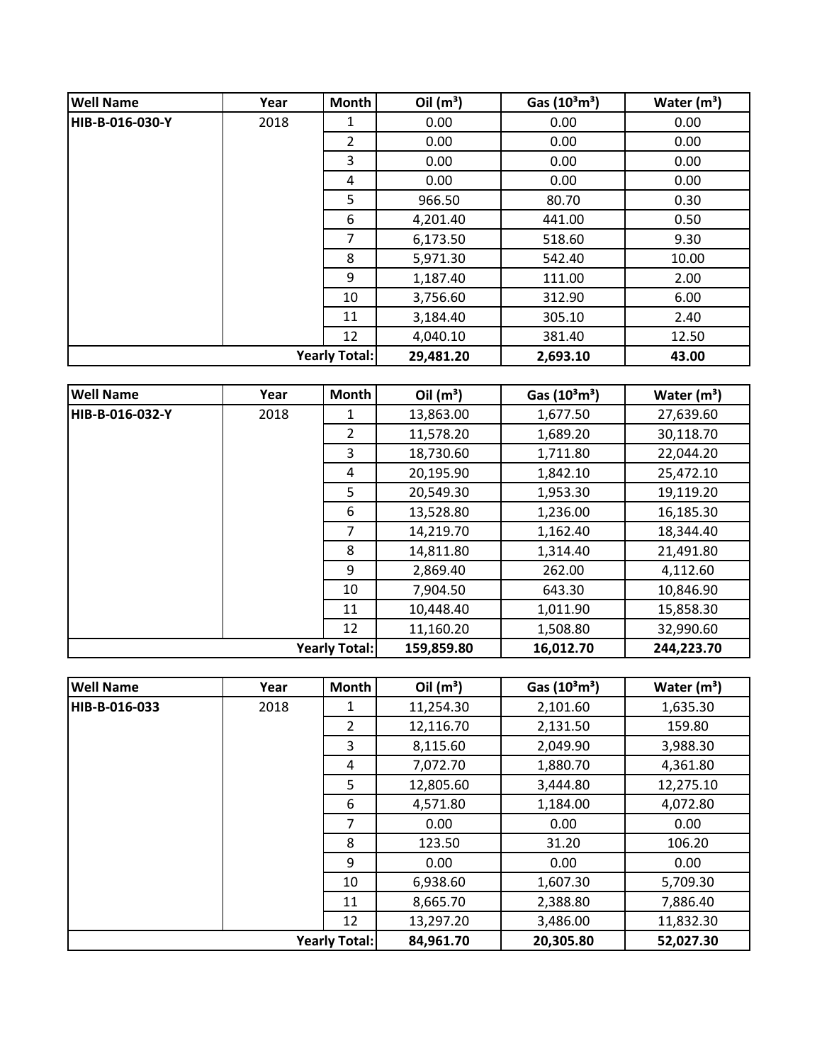| Well Name | Year | Month | Oil ($m^3$) | Gas ($10^3m^3$) | Water ($m^3$) |
|---|---|---|---|---|---|
| HIB-B-016-030-Y | 2018 | 1 | 0.00 | 0.00 | 0.00 |
| | | 2 | 0.00 | 0.00 | 0.00 |
| | | 3 | 0.00 | 0.00 | 0.00 |
| | | 4 | 0.00 | 0.00 | 0.00 |
| | | 5 | 966.50 | 80.70 | 0.30 |
| | | 6 | 4,201.40 | 441.00 | 0.50 |
| | | 7 | 6,173.50 | 518.60 | 9.30 |
| | | 8 | 5,971.30 | 542.40 | 10.00 |
| | | 9 | 1,187.40 | 111.00 | 2.00 |
| | | 10 | 3,756.60 | 312.90 | 6.00 |
| | | 11 | 3,184.40 | 305.10 | 2.40 |
| | | 12 | 4,040.10 | 381.40 | 12.50 |
| | | **Yearly Total:** | **29,481.20** | **2,693.10** | **43.00** |

| Well Name | Year | Month | Oil ($m^3$) | Gas ($10^3m^3$) | Water ($m^3$) |
|---|---|---|---|---|---|
| HIB-B-016-032-Y | 2018 | 1 | 13,863.00 | 1,677.50 | 27,639.60 |
| | | 2 | 11,578.20 | 1,689.20 | 30,118.70 |
| | | 3 | 18,730.60 | 1,711.80 | 22,044.20 |
| | | 4 | 20,195.90 | 1,842.10 | 25,472.10 |
| | | 5 | 20,549.30 | 1,953.30 | 19,119.20 |
| | | 6 | 13,528.80 | 1,236.00 | 16,185.30 |
| | | 7 | 14,219.70 | 1,162.40 | 18,344.40 |
| | | 8 | 14,811.80 | 1,314.40 | 21,491.80 |
| | | 9 | 2,869.40 | 262.00 | 4,112.60 |
| | | 10 | 7,904.50 | 643.30 | 10,846.90 |
| | | 11 | 10,448.40 | 1,011.90 | 15,858.30 |
| | | 12 | 11,160.20 | 1,508.80 | 32,990.60 |
| | | **Yearly Total:** | **159,859.80** | **16,012.70** | **244,223.70** |

| Well Name | Year | Month | Oil ($m^3$) | Gas ($10^3m^3$) | Water ($m^3$) |
|---|---|---|---|---|---|
| HIB-B-016-033 | 2018 | 1 | 11,254.30 | 2,101.60 | 1,635.30 |
| | | 2 | 12,116.70 | 2,131.50 | 159.80 |
| | | 3 | 8,115.60 | 2,049.90 | 3,988.30 |
| | | 4 | 7,072.70 | 1,880.70 | 4,361.80 |
| | | 5 | 12,805.60 | 3,444.80 | 12,275.10 |
| | | 6 | 4,571.80 | 1,184.00 | 4,072.80 |
| | | 7 | 0.00 | 0.00 | 0.00 |
| | | 8 | 123.50 | 31.20 | 106.20 |
| | | 9 | 0.00 | 0.00 | 0.00 |
| | | 10 | 6,938.60 | 1,607.30 | 5,709.30 |
| | | 11 | 8,665.70 | 2,388.80 | 7,886.40 |
| | | 12 | 13,297.20 | 3,486.00 | 11,832.30 |
| | | **Yearly Total:** | **84,961.70** | **20,305.80** | **52,027.30** |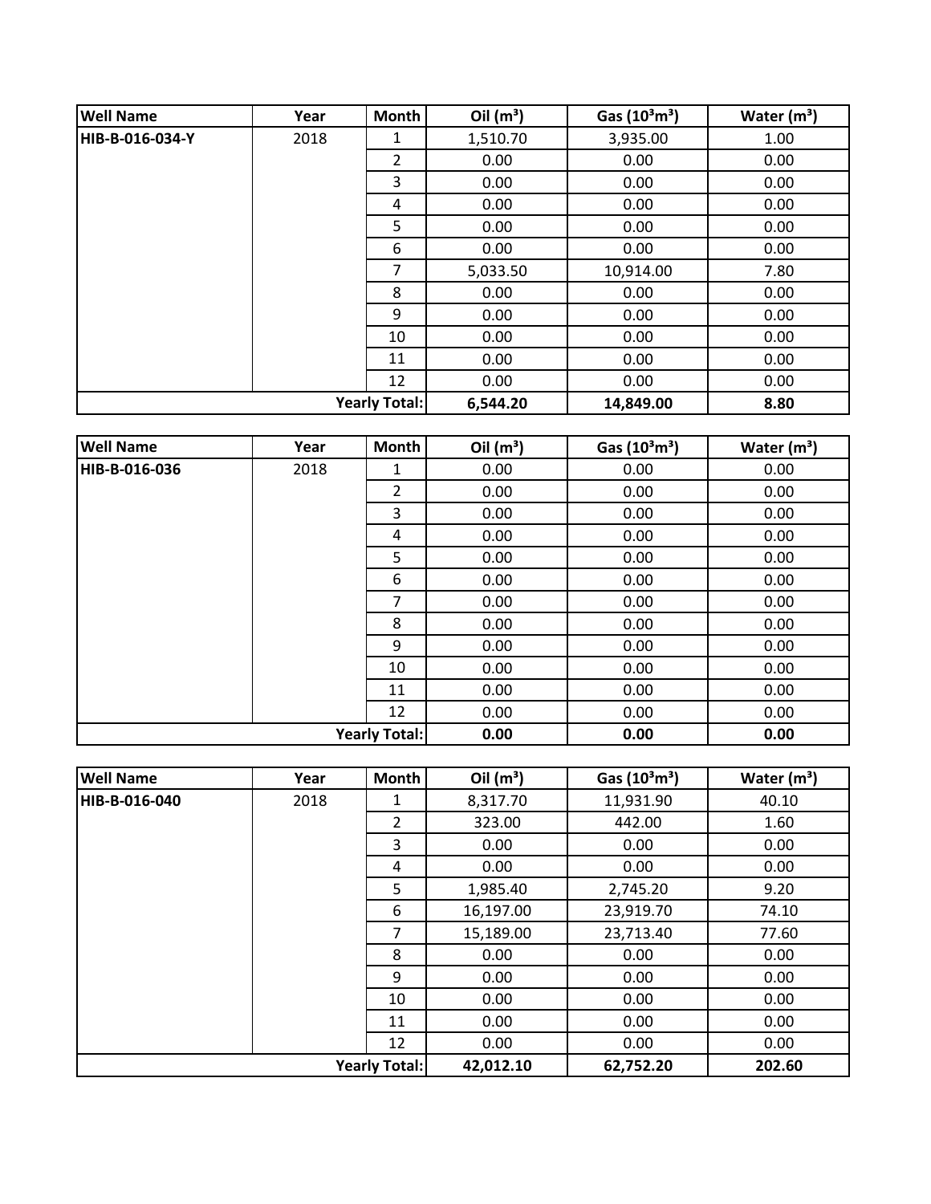| Well Name | Year | Month | Oil ($m^3$) | Gas ($10^3m^3$) | Water ($m^3$) |
|---|---|---|---|---|---|
| HIB-B-016-034-Y | 2018 | 1 | 1,510.70 | 3,935.00 | 1.00 |
| | | 2 | 0.00 | 0.00 | 0.00 |
| | | 3 | 0.00 | 0.00 | 0.00 |
| | | 4 | 0.00 | 0.00 | 0.00 |
| | | 5 | 0.00 | 0.00 | 0.00 |
| | | 6 | 0.00 | 0.00 | 0.00 |
| | | 7 | 5,033.50 | 10,914.00 | 7.80 |
| | | 8 | 0.00 | 0.00 | 0.00 |
| | | 9 | 0.00 | 0.00 | 0.00 |
| | | 10 | 0.00 | 0.00 | 0.00 |
| | | 11 | 0.00 | 0.00 | 0.00 |
| | | 12 | 0.00 | 0.00 | 0.00 |
| | | **Yearly Total:** | **6,544.20** | **14,849.00** | **8.80** |

| Well Name | Year | Month | Oil ($m^3$) | Gas ($10^3m^3$) | Water ($m^3$) |
|---|---|---|---|---|---|
| HIB-B-016-036 | 2018 | 1 | 0.00 | 0.00 | 0.00 |
| | | 2 | 0.00 | 0.00 | 0.00 |
| | | 3 | 0.00 | 0.00 | 0.00 |
| | | 4 | 0.00 | 0.00 | 0.00 |
| | | 5 | 0.00 | 0.00 | 0.00 |
| | | 6 | 0.00 | 0.00 | 0.00 |
| | | 7 | 0.00 | 0.00 | 0.00 |
| | | 8 | 0.00 | 0.00 | 0.00 |
| | | 9 | 0.00 | 0.00 | 0.00 |
| | | 10 | 0.00 | 0.00 | 0.00 |
| | | 11 | 0.00 | 0.00 | 0.00 |
| | | 12 | 0.00 | 0.00 | 0.00 |
| | | **Yearly Total:** | **0.00** | **0.00** | **0.00** |

| Well Name | Year | Month | Oil ($m^3$) | Gas ($10^3m^3$) | Water ($m^3$) |
|---|---|---|---|---|---|
| HIB-B-016-040 | 2018 | 1 | 8,317.70 | 11,931.90 | 40.10 |
| | | 2 | 323.00 | 442.00 | 1.60 |
| | | 3 | 0.00 | 0.00 | 0.00 |
| | | 4 | 0.00 | 0.00 | 0.00 |
| | | 5 | 1,985.40 | 2,745.20 | 9.20 |
| | | 6 | 16,197.00 | 23,919.70 | 74.10 |
| | | 7 | 15,189.00 | 23,713.40 | 77.60 |
| | | 8 | 0.00 | 0.00 | 0.00 |
| | | 9 | 0.00 | 0.00 | 0.00 |
| | | 10 | 0.00 | 0.00 | 0.00 |
| | | 11 | 0.00 | 0.00 | 0.00 |
| | | 12 | 0.00 | 0.00 | 0.00 |
| | | **Yearly Total:** | **42,012.10** | **62,752.20** | **202.60** |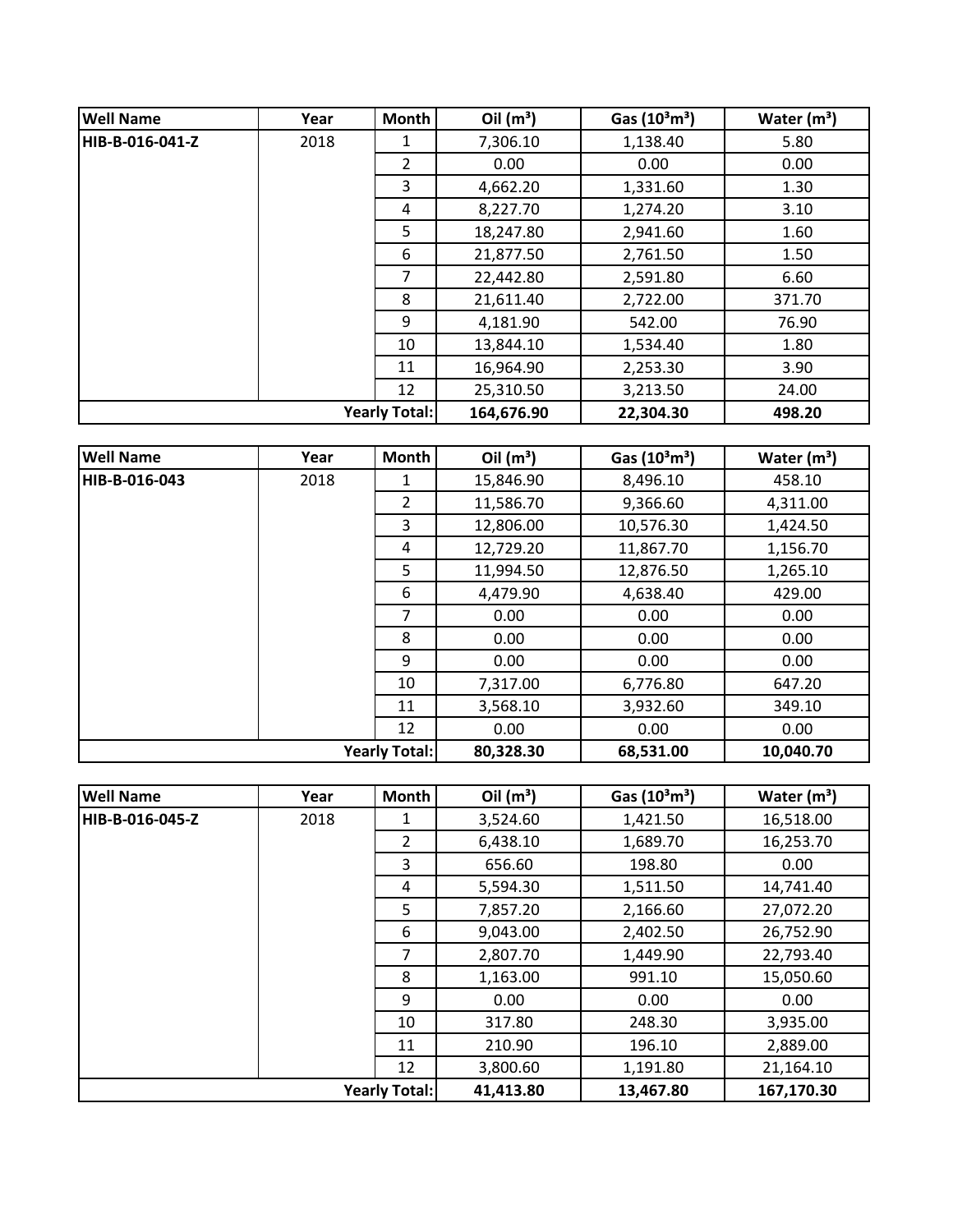| Well Name | Year | Month | Oil ($m^3$) | Gas ($10^3m^3$) | Water ($m^3$) |
|---|---|---|---|---|---|
| HIB-B-016-041-Z | 2018 | 1 | 7,306.10 | 1,138.40 | 5.80 |
| | | 2 | 0.00 | 0.00 | 0.00 |
| | | 3 | 4,662.20 | 1,331.60 | 1.30 |
| | | 4 | 8,227.70 | 1,274.20 | 3.10 |
| | | 5 | 18,247.80 | 2,941.60 | 1.60 |
| | | 6 | 21,877.50 | 2,761.50 | 1.50 |
| | | 7 | 22,442.80 | 2,591.80 | 6.60 |
| | | 8 | 21,611.40 | 2,722.00 | 371.70 |
| | | 9 | 4,181.90 | 542.00 | 76.90 |
| | | 10 | 13,844.10 | 1,534.40 | 1.80 |
| | | 11 | 16,964.90 | 2,253.30 | 3.90 |
| | | 12 | 25,310.50 | 3,213.50 | 24.00 |
| | | **Yearly Total:** | **164,676.90** | **22,304.30** | **498.20** |

| Well Name | Year | Month | Oil ($m^3$) | Gas ($10^3m^3$) | Water ($m^3$) |
|---|---|---|---|---|---|
| HIB-B-016-043 | 2018 | 1 | 15,846.90 | 8,496.10 | 458.10 |
| | | 2 | 11,586.70 | 9,366.60 | 4,311.00 |
| | | 3 | 12,806.00 | 10,576.30 | 1,424.50 |
| | | 4 | 12,729.20 | 11,867.70 | 1,156.70 |
| | | 5 | 11,994.50 | 12,876.50 | 1,265.10 |
| | | 6 | 4,479.90 | 4,638.40 | 429.00 |
| | | 7 | 0.00 | 0.00 | 0.00 |
| | | 8 | 0.00 | 0.00 | 0.00 |
| | | 9 | 0.00 | 0.00 | 0.00 |
| | | 10 | 7,317.00 | 6,776.80 | 647.20 |
| | | 11 | 3,568.10 | 3,932.60 | 349.10 |
| | | 12 | 0.00 | 0.00 | 0.00 |
| | | **Yearly Total:** | **80,328.30** | **68,531.00** | **10,040.70** |

| Well Name | Year | Month | Oil ($m^3$) | Gas ($10^3m^3$) | Water ($m^3$) |
|---|---|---|---|---|---|
| HIB-B-016-045-Z | 2018 | 1 | 3,524.60 | 1,421.50 | 16,518.00 |
| | | 2 | 6,438.10 | 1,689.70 | 16,253.70 |
| | | 3 | 656.60 | 198.80 | 0.00 |
| | | 4 | 5,594.30 | 1,511.50 | 14,741.40 |
| | | 5 | 7,857.20 | 2,166.60 | 27,072.20 |
| | | 6 | 9,043.00 | 2,402.50 | 26,752.90 |
| | | 7 | 2,807.70 | 1,449.90 | 22,793.40 |
| | | 8 | 1,163.00 | 991.10 | 15,050.60 |
| | | 9 | 0.00 | 0.00 | 0.00 |
| | | 10 | 317.80 | 248.30 | 3,935.00 |
| | | 11 | 210.90 | 196.10 | 2,889.00 |
| | | 12 | 3,800.60 | 1,191.80 | 21,164.10 |
| | | **Yearly Total:** | **41,413.80** | **13,467.80** | **167,170.30** |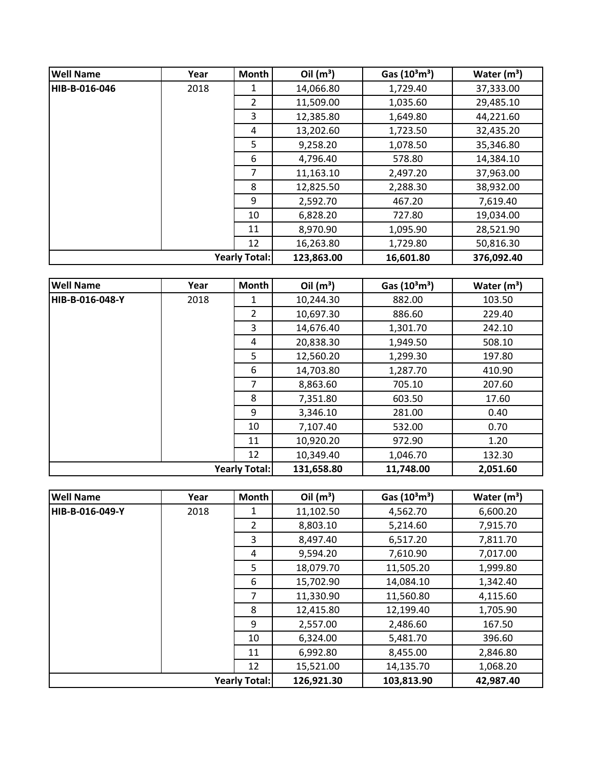| Well Name | Year | Month | Oil ($m^3$) | Gas ($10^3m^3$) | Water ($m^3$) |
|---|---|---|---|---|---|
| HIB-B-016-046 | 2018 | 1 | 14,066.80 | 1,729.40 | 37,333.00 |
| | | 2 | 11,509.00 | 1,035.60 | 29,485.10 |
| | | 3 | 12,385.80 | 1,649.80 | 44,221.60 |
| | | 4 | 13,202.60 | 1,723.50 | 32,435.20 |
| | | 5 | 9,258.20 | 1,078.50 | 35,346.80 |
| | | 6 | 4,796.40 | 578.80 | 14,384.10 |
| | | 7 | 11,163.10 | 2,497.20 | 37,963.00 |
| | | 8 | 12,825.50 | 2,288.30 | 38,932.00 |
| | | 9 | 2,592.70 | 467.20 | 7,619.40 |
| | | 10 | 6,828.20 | 727.80 | 19,034.00 |
| | | 11 | 8,970.90 | 1,095.90 | 28,521.90 |
| | | 12 | 16,263.80 | 1,729.80 | 50,816.30 |
| | | **Yearly Total:** | **123,863.00** | **16,601.80** | **376,092.40** |

| Well Name | Year | Month | Oil ($m^3$) | Gas ($10^3m^3$) | Water ($m^3$) |
|---|---|---|---|---|---|
| HIB-B-016-048-Y | 2018 | 1 | 10,244.30 | 882.00 | 103.50 |
| | | 2 | 10,697.30 | 886.60 | 229.40 |
| | | 3 | 14,676.40 | 1,301.70 | 242.10 |
| | | 4 | 20,838.30 | 1,949.50 | 508.10 |
| | | 5 | 12,560.20 | 1,299.30 | 197.80 |
| | | 6 | 14,703.80 | 1,287.70 | 410.90 |
| | | 7 | 8,863.60 | 705.10 | 207.60 |
| | | 8 | 7,351.80 | 603.50 | 17.60 |
| | | 9 | 3,346.10 | 281.00 | 0.40 |
| | | 10 | 7,107.40 | 532.00 | 0.70 |
| | | 11 | 10,920.20 | 972.90 | 1.20 |
| | | 12 | 10,349.40 | 1,046.70 | 132.30 |
| | | **Yearly Total:** | **131,658.80** | **11,748.00** | **2,051.60** |

| Well Name | Year | Month | Oil ($m^3$) | Gas ($10^3m^3$) | Water ($m^3$) |
|---|---|---|---|---|---|
| HIB-B-016-049-Y | 2018 | 1 | 11,102.50 | 4,562.70 | 6,600.20 |
| | | 2 | 8,803.10 | 5,214.60 | 7,915.70 |
| | | 3 | 8,497.40 | 6,517.20 | 7,811.70 |
| | | 4 | 9,594.20 | 7,610.90 | 7,017.00 |
| | | 5 | 18,079.70 | 11,505.20 | 1,999.80 |
| | | 6 | 15,702.90 | 14,084.10 | 1,342.40 |
| | | 7 | 11,330.90 | 11,560.80 | 4,115.60 |
| | | 8 | 12,415.80 | 12,199.40 | 1,705.90 |
| | | 9 | 2,557.00 | 2,486.60 | 167.50 |
| | | 10 | 6,324.00 | 5,481.70 | 396.60 |
| | | 11 | 6,992.80 | 8,455.00 | 2,846.80 |
| | | 12 | 15,521.00 | 14,135.70 | 1,068.20 |
| | | **Yearly Total:** | **126,921.30** | **103,813.90** | **42,987.40** |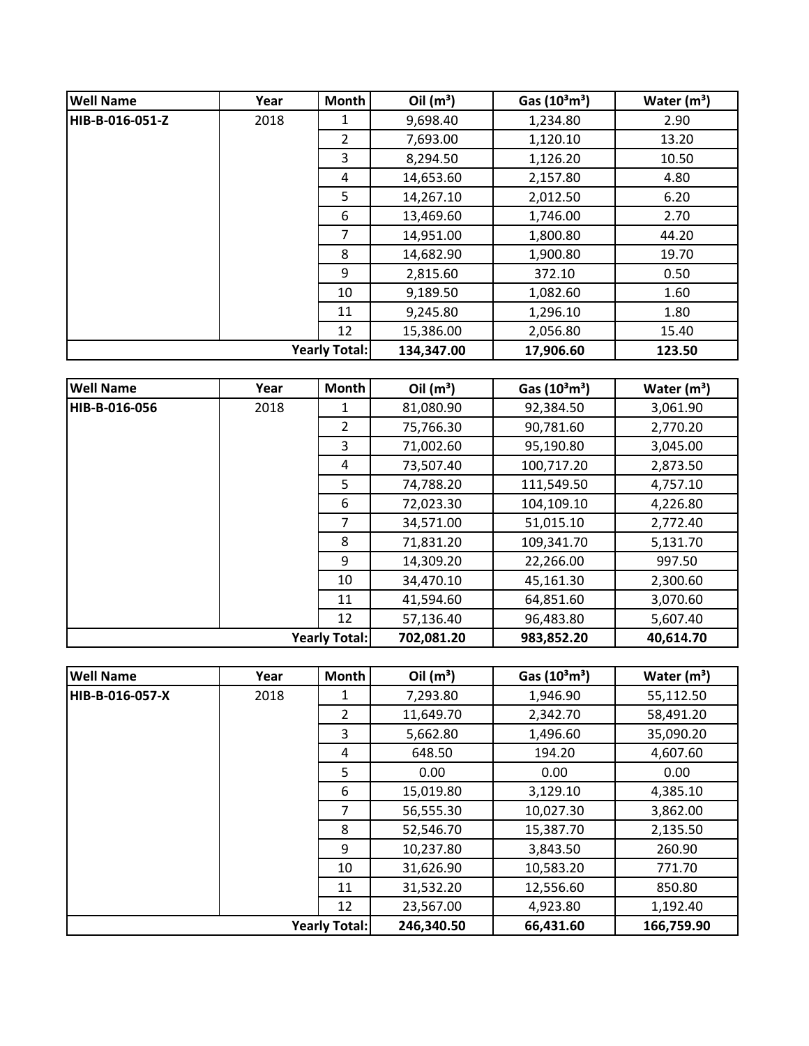| Well Name | Year | Month | Oil ($m^3$) | Gas ($10^3m^3$) | Water ($m^3$) |
|---|---|---|---|---|---|
| HIB-B-016-051-Z | 2018 | 1 | 9,698.40 | 1,234.80 | 2.90 |
| | | 2 | 7,693.00 | 1,120.10 | 13.20 |
| | | 3 | 8,294.50 | 1,126.20 | 10.50 |
| | | 4 | 14,653.60 | 2,157.80 | 4.80 |
| | | 5 | 14,267.10 | 2,012.50 | 6.20 |
| | | 6 | 13,469.60 | 1,746.00 | 2.70 |
| | | 7 | 14,951.00 | 1,800.80 | 44.20 |
| | | 8 | 14,682.90 | 1,900.80 | 19.70 |
| | | 9 | 2,815.60 | 372.10 | 0.50 |
| | | 10 | 9,189.50 | 1,082.60 | 1.60 |
| | | 11 | 9,245.80 | 1,296.10 | 1.80 |
| | | 12 | 15,386.00 | 2,056.80 | 15.40 |
| | | **Yearly Total:** | **134,347.00** | **17,906.60** | **123.50** |

| Well Name | Year | Month | Oil ($m^3$) | Gas ($10^3m^3$) | Water ($m^3$) |
|---|---|---|---|---|---|
| HIB-B-016-056 | 2018 | 1 | 81,080.90 | 92,384.50 | 3,061.90 |
| | | 2 | 75,766.30 | 90,781.60 | 2,770.20 |
| | | 3 | 71,002.60 | 95,190.80 | 3,045.00 |
| | | 4 | 73,507.40 | 100,717.20 | 2,873.50 |
| | | 5 | 74,788.20 | 111,549.50 | 4,757.10 |
| | | 6 | 72,023.30 | 104,109.10 | 4,226.80 |
| | | 7 | 34,571.00 | 51,015.10 | 2,772.40 |
| | | 8 | 71,831.20 | 109,341.70 | 5,131.70 |
| | | 9 | 14,309.20 | 22,266.00 | 997.50 |
| | | 10 | 34,470.10 | 45,161.30 | 2,300.60 |
| | | 11 | 41,594.60 | 64,851.60 | 3,070.60 |
| | | 12 | 57,136.40 | 96,483.80 | 5,607.40 |
| | | **Yearly Total:** | **702,081.20** | **983,852.20** | **40,614.70** |

| Well Name | Year | Month | Oil ($m^3$) | Gas ($10^3m^3$) | Water ($m^3$) |
|---|---|---|---|---|---|
| HIB-B-016-057-X | 2018 | 1 | 7,293.80 | 1,946.90 | 55,112.50 |
| | | 2 | 11,649.70 | 2,342.70 | 58,491.20 |
| | | 3 | 5,662.80 | 1,496.60 | 35,090.20 |
| | | 4 | 648.50 | 194.20 | 4,607.60 |
| | | 5 | 0.00 | 0.00 | 0.00 |
| | | 6 | 15,019.80 | 3,129.10 | 4,385.10 |
| | | 7 | 56,555.30 | 10,027.30 | 3,862.00 |
| | | 8 | 52,546.70 | 15,387.70 | 2,135.50 |
| | | 9 | 10,237.80 | 3,843.50 | 260.90 |
| | | 10 | 31,626.90 | 10,583.20 | 771.70 |
| | | 11 | 31,532.20 | 12,556.60 | 850.80 |
| | | 12 | 23,567.00 | 4,923.80 | 1,192.40 |
| | | **Yearly Total:** | **246,340.50** | **66,431.60** | **166,759.90** |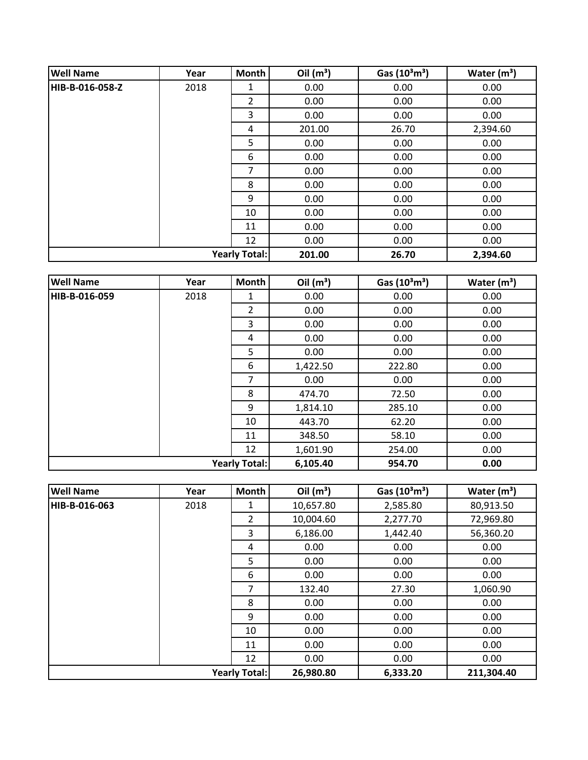| Well Name | Year | Month | Oil ($m^3$) | Gas ($10^3m^3$) | Water ($m^3$) |
|---|---|---|---|---|---|
| HIB-B-016-058-Z | 2018 | 1 | 0.00 | 0.00 | 0.00 |
| | | 2 | 0.00 | 0.00 | 0.00 |
| | | 3 | 0.00 | 0.00 | 0.00 |
| | | 4 | 201.00 | 26.70 | 2,394.60 |
| | | 5 | 0.00 | 0.00 | 0.00 |
| | | 6 | 0.00 | 0.00 | 0.00 |
| | | 7 | 0.00 | 0.00 | 0.00 |
| | | 8 | 0.00 | 0.00 | 0.00 |
| | | 9 | 0.00 | 0.00 | 0.00 |
| | | 10 | 0.00 | 0.00 | 0.00 |
| | | 11 | 0.00 | 0.00 | 0.00 |
| | | 12 | 0.00 | 0.00 | 0.00 |
| | | **Yearly Total:** | **201.00** | **26.70** | **2,394.60** |

| Well Name | Year | Month | Oil ($m^3$) | Gas ($10^3m^3$) | Water ($m^3$) |
|---|---|---|---|---|---|
| HIB-B-016-059 | 2018 | 1 | 0.00 | 0.00 | 0.00 |
| | | 2 | 0.00 | 0.00 | 0.00 |
| | | 3 | 0.00 | 0.00 | 0.00 |
| | | 4 | 0.00 | 0.00 | 0.00 |
| | | 5 | 0.00 | 0.00 | 0.00 |
| | | 6 | 1,422.50 | 222.80 | 0.00 |
| | | 7 | 0.00 | 0.00 | 0.00 |
| | | 8 | 474.70 | 72.50 | 0.00 |
| | | 9 | 1,814.10 | 285.10 | 0.00 |
| | | 10 | 443.70 | 62.20 | 0.00 |
| | | 11 | 348.50 | 58.10 | 0.00 |
| | | 12 | 1,601.90 | 254.00 | 0.00 |
| | | **Yearly Total:** | **6,105.40** | **954.70** | **0.00** |

| Well Name | Year | Month | Oil ($m^3$) | Gas ($10^3m^3$) | Water ($m^3$) |
|---|---|---|---|---|---|
| HIB-B-016-063 | 2018 | 1 | 10,657.80 | 2,585.80 | 80,913.50 |
| | | 2 | 10,004.60 | 2,277.70 | 72,969.80 |
| | | 3 | 6,186.00 | 1,442.40 | 56,360.20 |
| | | 4 | 0.00 | 0.00 | 0.00 |
| | | 5 | 0.00 | 0.00 | 0.00 |
| | | 6 | 0.00 | 0.00 | 0.00 |
| | | 7 | 132.40 | 27.30 | 1,060.90 |
| | | 8 | 0.00 | 0.00 | 0.00 |
| | | 9 | 0.00 | 0.00 | 0.00 |
| | | 10 | 0.00 | 0.00 | 0.00 |
| | | 11 | 0.00 | 0.00 | 0.00 |
| | | 12 | 0.00 | 0.00 | 0.00 |
| | | **Yearly Total:** | **26,980.80** | **6,333.20** | **211,304.40** |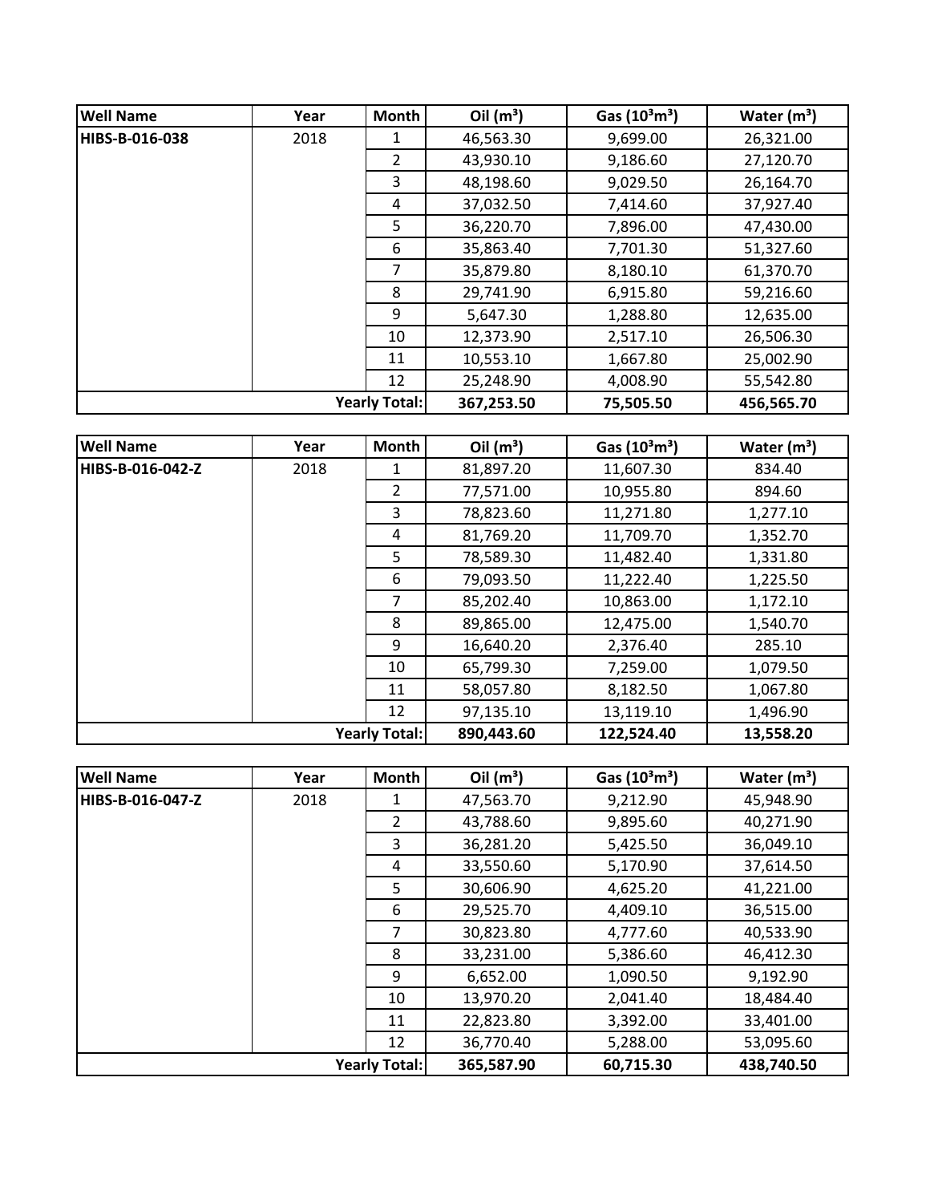| Well Name | Year | Month | Oil ($m^3$) | Gas ($10^3m^3$) | Water ($m^3$) |
|---|---|---|---|---|---|
| HIBS-B-016-038 | 2018 | 1 | 46,563.30 | 9,699.00 | 26,321.00 |
| | | 2 | 43,930.10 | 9,186.60 | 27,120.70 |
| | | 3 | 48,198.60 | 9,029.50 | 26,164.70 |
| | | 4 | 37,032.50 | 7,414.60 | 37,927.40 |
| | | 5 | 36,220.70 | 7,896.00 | 47,430.00 |
| | | 6 | 35,863.40 | 7,701.30 | 51,327.60 |
| | | 7 | 35,879.80 | 8,180.10 | 61,370.70 |
| | | 8 | 29,741.90 | 6,915.80 | 59,216.60 |
| | | 9 | 5,647.30 | 1,288.80 | 12,635.00 |
| | | 10 | 12,373.90 | 2,517.10 | 26,506.30 |
| | | 11 | 10,553.10 | 1,667.80 | 25,002.90 |
| | | 12 | 25,248.90 | 4,008.90 | 55,542.80 |
| | | **Yearly Total:** | **367,253.50** | **75,505.50** | **456,565.70** |

| Well Name | Year | Month | Oil ($m^3$) | Gas ($10^3m^3$) | Water ($m^3$) |
|---|---|---|---|---|---|
| HIBS-B-016-042-Z | 2018 | 1 | 81,897.20 | 11,607.30 | 834.40 |
| | | 2 | 77,571.00 | 10,955.80 | 894.60 |
| | | 3 | 78,823.60 | 11,271.80 | 1,277.10 |
| | | 4 | 81,769.20 | 11,709.70 | 1,352.70 |
| | | 5 | 78,589.30 | 11,482.40 | 1,331.80 |
| | | 6 | 79,093.50 | 11,222.40 | 1,225.50 |
| | | 7 | 85,202.40 | 10,863.00 | 1,172.10 |
| | | 8 | 89,865.00 | 12,475.00 | 1,540.70 |
| | | 9 | 16,640.20 | 2,376.40 | 285.10 |
| | | 10 | 65,799.30 | 7,259.00 | 1,079.50 |
| | | 11 | 58,057.80 | 8,182.50 | 1,067.80 |
| | | 12 | 97,135.10 | 13,119.10 | 1,496.90 |
| | | **Yearly Total:** | **890,443.60** | **122,524.40** | **13,558.20** |

| Well Name | Year | Month | Oil ($m^3$) | Gas ($10^3m^3$) | Water ($m^3$) |
|---|---|---|---|---|---|
| HIBS-B-016-047-Z | 2018 | 1 | 47,563.70 | 9,212.90 | 45,948.90 |
| | | 2 | 43,788.60 | 9,895.60 | 40,271.90 |
| | | 3 | 36,281.20 | 5,425.50 | 36,049.10 |
| | | 4 | 33,550.60 | 5,170.90 | 37,614.50 |
| | | 5 | 30,606.90 | 4,625.20 | 41,221.00 |
| | | 6 | 29,525.70 | 4,409.10 | 36,515.00 |
| | | 7 | 30,823.80 | 4,777.60 | 40,533.90 |
| | | 8 | 33,231.00 | 5,386.60 | 46,412.30 |
| | | 9 | 6,652.00 | 1,090.50 | 9,192.90 |
| | | 10 | 13,970.20 | 2,041.40 | 18,484.40 |
| | | 11 | 22,823.80 | 3,392.00 | 33,401.00 |
| | | 12 | 36,770.40 | 5,288.00 | 53,095.60 |
| | | **Yearly Total:** | **365,587.90** | **60,715.30** | **438,740.50** |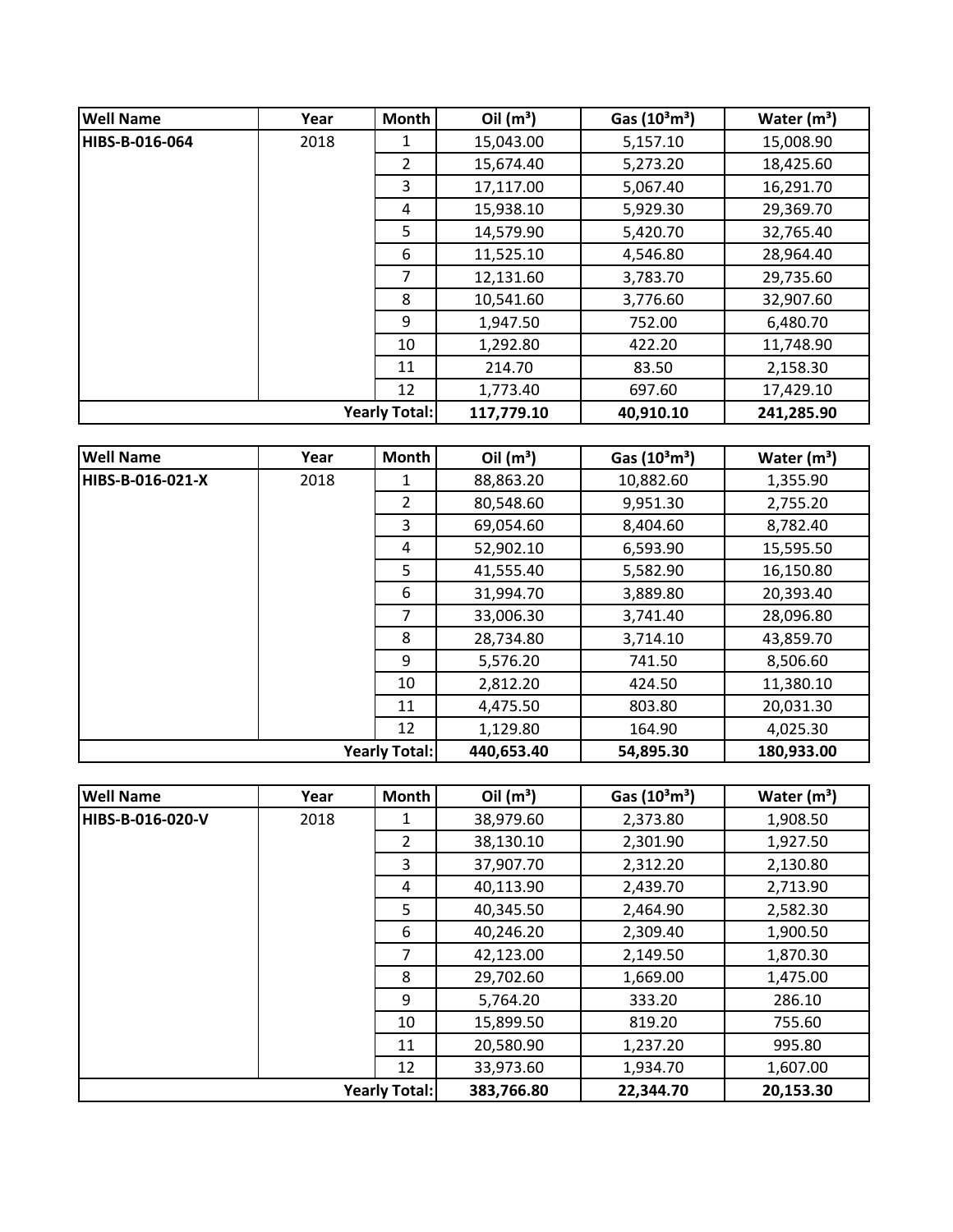| Well Name | Year | Month | Oil ($m^3$) | Gas ($10^3m^3$) | Water ($m^3$) |
|---|---|---|---|---|---|
| HIBS-B-016-064 | 2018 | 1 | 15,043.00 | 5,157.10 | 15,008.90 |
| | | 2 | 15,674.40 | 5,273.20 | 18,425.60 |
| | | 3 | 17,117.00 | 5,067.40 | 16,291.70 |
| | | 4 | 15,938.10 | 5,929.30 | 29,369.70 |
| | | 5 | 14,579.90 | 5,420.70 | 32,765.40 |
| | | 6 | 11,525.10 | 4,546.80 | 28,964.40 |
| | | 7 | 12,131.60 | 3,783.70 | 29,735.60 |
| | | 8 | 10,541.60 | 3,776.60 | 32,907.60 |
| | | 9 | 1,947.50 | 752.00 | 6,480.70 |
| | | 10 | 1,292.80 | 422.20 | 11,748.90 |
| | | 11 | 214.70 | 83.50 | 2,158.30 |
| | | 12 | 1,773.40 | 697.60 | 17,429.10 |
| | | **Yearly Total:** | **117,779.10** | **40,910.10** | **241,285.90** |

| Well Name | Year | Month | Oil ($m^3$) | Gas ($10^3m^3$) | Water ($m^3$) |
|---|---|---|---|---|---|
| HIBS-B-016-021-X | 2018 | 1 | 88,863.20 | 10,882.60 | 1,355.90 |
| | | 2 | 80,548.60 | 9,951.30 | 2,755.20 |
| | | 3 | 69,054.60 | 8,404.60 | 8,782.40 |
| | | 4 | 52,902.10 | 6,593.90 | 15,595.50 |
| | | 5 | 41,555.40 | 5,582.90 | 16,150.80 |
| | | 6 | 31,994.70 | 3,889.80 | 20,393.40 |
| | | 7 | 33,006.30 | 3,741.40 | 28,096.80 |
| | | 8 | 28,734.80 | 3,714.10 | 43,859.70 |
| | | 9 | 5,576.20 | 741.50 | 8,506.60 |
| | | 10 | 2,812.20 | 424.50 | 11,380.10 |
| | | 11 | 4,475.50 | 803.80 | 20,031.30 |
| | | 12 | 1,129.80 | 164.90 | 4,025.30 |
| | | **Yearly Total:** | **440,653.40** | **54,895.30** | **180,933.00** |

| Well Name | Year | Month | Oil ($m^3$) | Gas ($10^3m^3$) | Water ($m^3$) |
|---|---|---|---|---|---|
| HIBS-B-016-020-V | 2018 | 1 | 38,979.60 | 2,373.80 | 1,908.50 |
| | | 2 | 38,130.10 | 2,301.90 | 1,927.50 |
| | | 3 | 37,907.70 | 2,312.20 | 2,130.80 |
| | | 4 | 40,113.90 | 2,439.70 | 2,713.90 |
| | | 5 | 40,345.50 | 2,464.90 | 2,582.30 |
| | | 6 | 40,246.20 | 2,309.40 | 1,900.50 |
| | | 7 | 42,123.00 | 2,149.50 | 1,870.30 |
| | | 8 | 29,702.60 | 1,669.00 | 1,475.00 |
| | | 9 | 5,764.20 | 333.20 | 286.10 |
| | | 10 | 15,899.50 | 819.20 | 755.60 |
| | | 11 | 20,580.90 | 1,237.20 | 995.80 |
| | | 12 | 33,973.60 | 1,934.70 | 1,607.00 |
| | | **Yearly Total:** | **383,766.80** | **22,344.70** | **20,153.30** |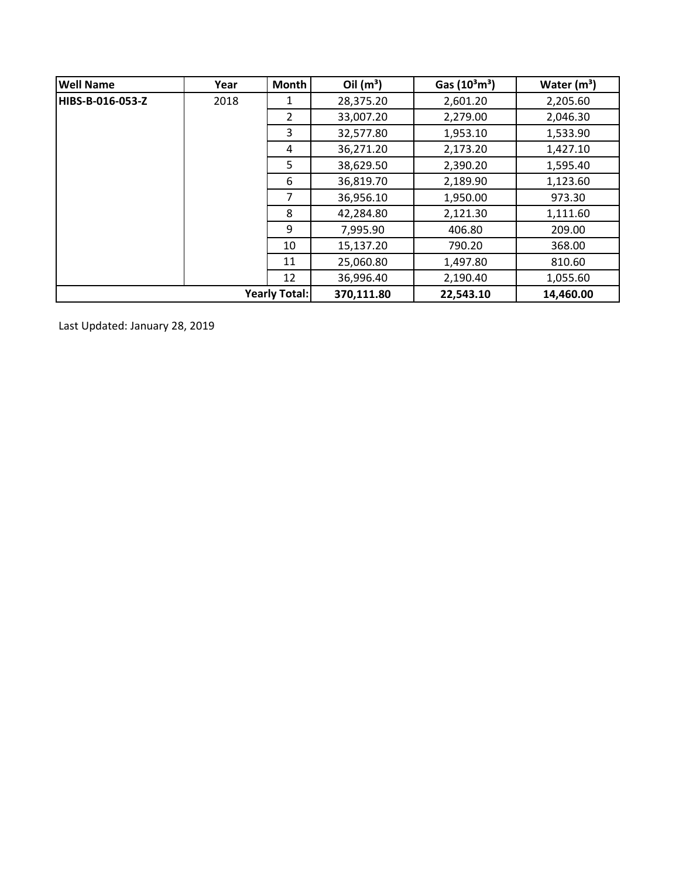| Well Name | Year | Month | Oil ($m^3$) | Gas ($10^3m^3$) | Water ($m^3$) |
|---|---|---|---|---|---|
| **HIBS-B-016-053-Z** | 2018 | 1 | 28,375.20 | 2,601.20 | 2,205.60 |
| | | 2 | 33,007.20 | 2,279.00 | 2,046.30 |
| | | 3 | 32,577.80 | 1,953.10 | 1,533.90 |
| | | 4 | 36,271.20 | 2,173.20 | 1,427.10 |
| | | 5 | 38,629.50 | 2,390.20 | 1,595.40 |
| | | 6 | 36,819.70 | 2,189.90 | 1,123.60 |
| | | 7 | 36,956.10 | 1,950.00 | 973.30 |
| | | 8 | 42,284.80 | 2,121.30 | 1,111.60 |
| | | 9 | 7,995.90 | 406.80 | 209.00 |
| | | 10 | 15,137.20 | 790.20 | 368.00 |
| | | 11 | 25,060.80 | 1,497.80 | 810.60 |
| | | 12 | 36,996.40 | 2,190.40 | 1,055.60 |
| | | **Yearly Total:** | **370,111.80** | **22,543.10** | **14,460.00** |

Last Updated: January 28, 2019